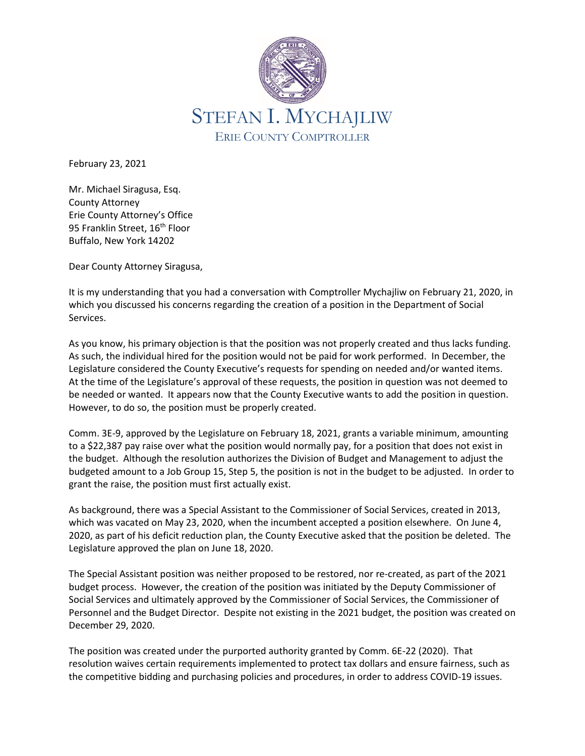# STEFAN I. MYCHAJLIW

ERIE COUNTY COMPTROLLER

February 23, 2021

Mr. Michael Siragusa, Esq.
County Attorney
Erie County Attorney's Office
95 Franklin Street, 16th Floor
Buffalo, New York 14202

Dear County Attorney Siragusa,

It is my understanding that you had a conversation with Comptroller Mychajliw on February 21, 2020, in which you discussed his concerns regarding the creation of a position in the Department of Social Services.

As you know, his primary objection is that the position was not properly created and thus lacks funding. As such, the individual hired for the position would not be paid for work performed. In December, the Legislature considered the County Executive's requests for spending on needed and/or wanted items. At the time of the Legislature's approval of these requests, the position in question was not deemed to be needed or wanted. It appears now that the County Executive wants to add the position in question. However, to do so, the position must be properly created.

Comm. 3E-9, approved by the Legislature on February 18, 2021, grants a variable minimum, amounting to a $22,387 pay raise over what the position would normally pay, for a position that does not exist in the budget. Although the resolution authorizes the Division of Budget and Management to adjust the budgeted amount to a Job Group 15, Step 5, the position is not in the budget to be adjusted. In order to grant the raise, the position must first actually exist.

As background, there was a Special Assistant to the Commissioner of Social Services, created in 2013, which was vacated on May 23, 2020, when the incumbent accepted a position elsewhere. On June 4, 2020, as part of his deficit reduction plan, the County Executive asked that the position be deleted. The Legislature approved the plan on June 18, 2020.

The Special Assistant position was neither proposed to be restored, nor re-created, as part of the 2021 budget process. However, the creation of the position was initiated by the Deputy Commissioner of Social Services and ultimately approved by the Commissioner of Social Services, the Commissioner of Personnel and the Budget Director. Despite not existing in the 2021 budget, the position was created on December 29, 2020.

The position was created under the purported authority granted by Comm. 6E-22 (2020). That resolution waives certain requirements implemented to protect tax dollars and ensure fairness, such as the competitive bidding and purchasing policies and procedures, in order to address COVID-19 issues.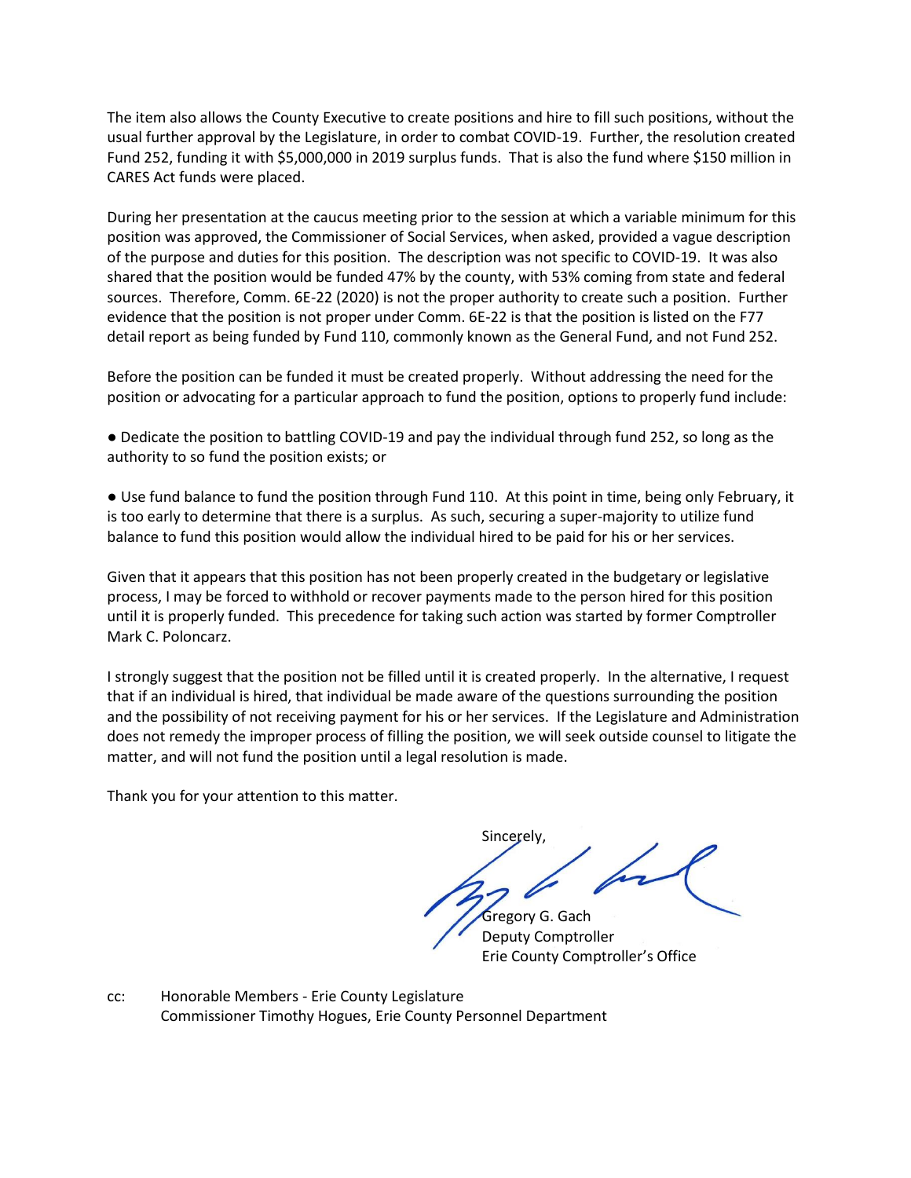The item also allows the County Executive to create positions and hire to fill such positions, without the usual further approval by the Legislature, in order to combat COVID-19. Further, the resolution created Fund 252, funding it with $5,000,000 in 2019 surplus funds. That is also the fund where $150 million in CARES Act funds were placed.

During her presentation at the caucus meeting prior to the session at which a variable minimum for this position was approved, the Commissioner of Social Services, when asked, provided a vague description of the purpose and duties for this position. The description was not specific to COVID-19. It was also shared that the position would be funded 47% by the county, with 53% coming from state and federal sources. Therefore, Comm. 6E-22 (2020) is not the proper authority to create such a position. Further evidence that the position is not proper under Comm. 6E-22 is that the position is listed on the F77 detail report as being funded by Fund 110, commonly known as the General Fund, and not Fund 252.

Before the position can be funded it must be created properly. Without addressing the need for the position or advocating for a particular approach to fund the position, options to properly fund include:

● Dedicate the position to battling COVID-19 and pay the individual through fund 252, so long as the authority to so fund the position exists; or

● Use fund balance to fund the position through Fund 110. At this point in time, being only February, it is too early to determine that there is a surplus. As such, securing a super-majority to utilize fund balance to fund this position would allow the individual hired to be paid for his or her services.

Given that it appears that this position has not been properly created in the budgetary or legislative process, I may be forced to withhold or recover payments made to the person hired for this position until it is properly funded. This precedence for taking such action was started by former Comptroller Mark C. Poloncarz.

I strongly suggest that the position not be filled until it is created properly. In the alternative, I request that if an individual is hired, that individual be made aware of the questions surrounding the position and the possibility of not receiving payment for his or her services. If the Legislature and Administration does not remedy the improper process of filling the position, we will seek outside counsel to litigate the matter, and will not fund the position until a legal resolution is made.

Thank you for your attention to this matter.

Sincerely,

Gregory G. Gach
Deputy Comptroller
Erie County Comptroller's Office

cc: Honorable Members - Erie County Legislature
Commissioner Timothy Hogues, Erie County Personnel Department